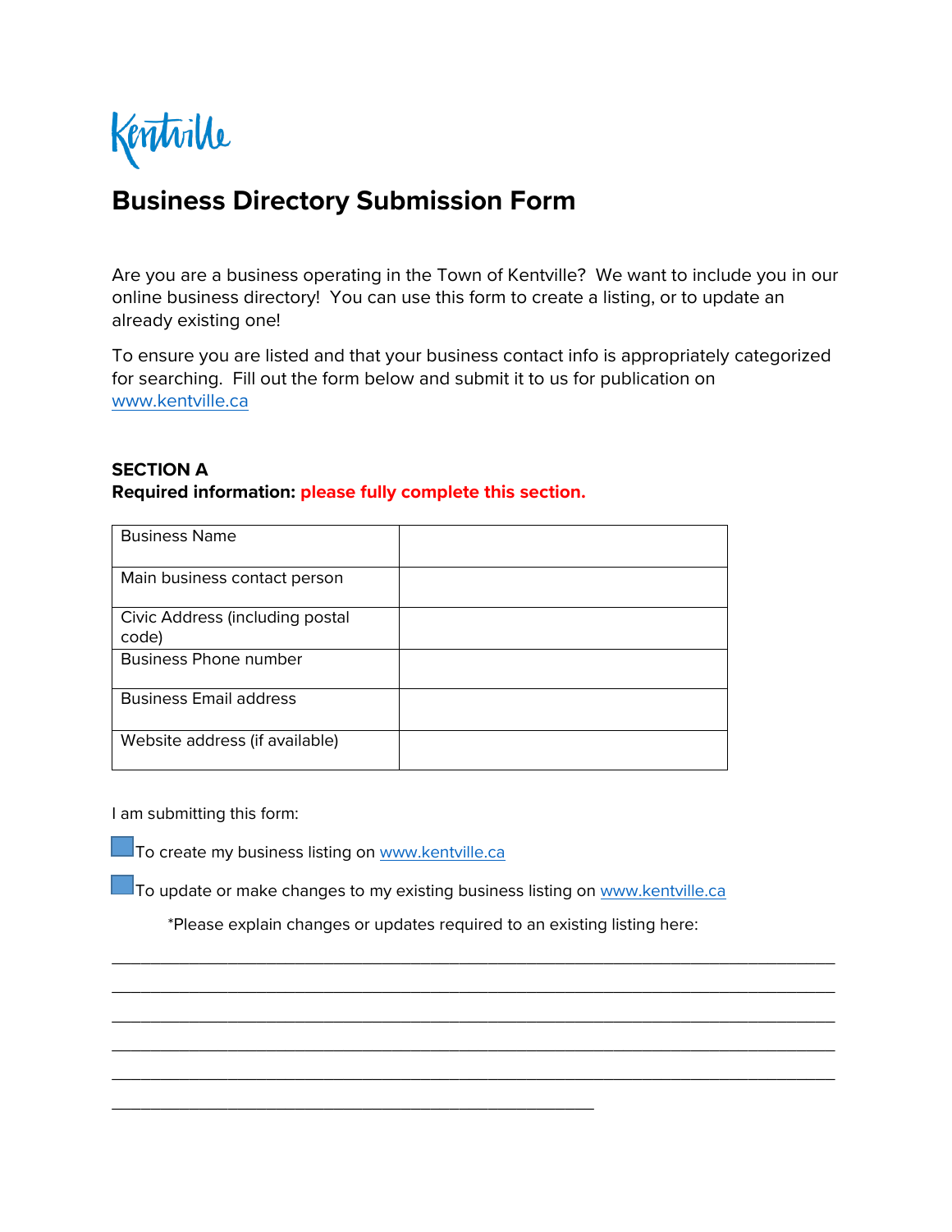Kentville

# Business Directory Submission Form

Are you are a business operating in the Town of Kentville? We want to include you in our online business directory! You can use this form to create a listing, or to update an already existing one!

To ensure you are listed and that your business contact info is appropriately categorized for searching. Fill out the form below and submit it to us for publication on www.kentville.ca

**SECTION A**
**Required information: please fully complete this section.**

| | |
|---|---|
| Business Name | |
| Main business contact person | |
| Civic Address (including postal code) | |
| Business Phone number | |
| Business Email address | |
| Website address (if available) | |

I am submitting this form:

☐ To create my business listing on www.kentville.ca

☐ To update or make changes to my existing business listing on www.kentville.ca

*Please explain changes or updates required to an existing listing here:

______________________________________________________________________________
______________________________________________________________________________
______________________________________________________________________________
______________________________________________________________________________
______________________________________________________________________________
_____________________________________________________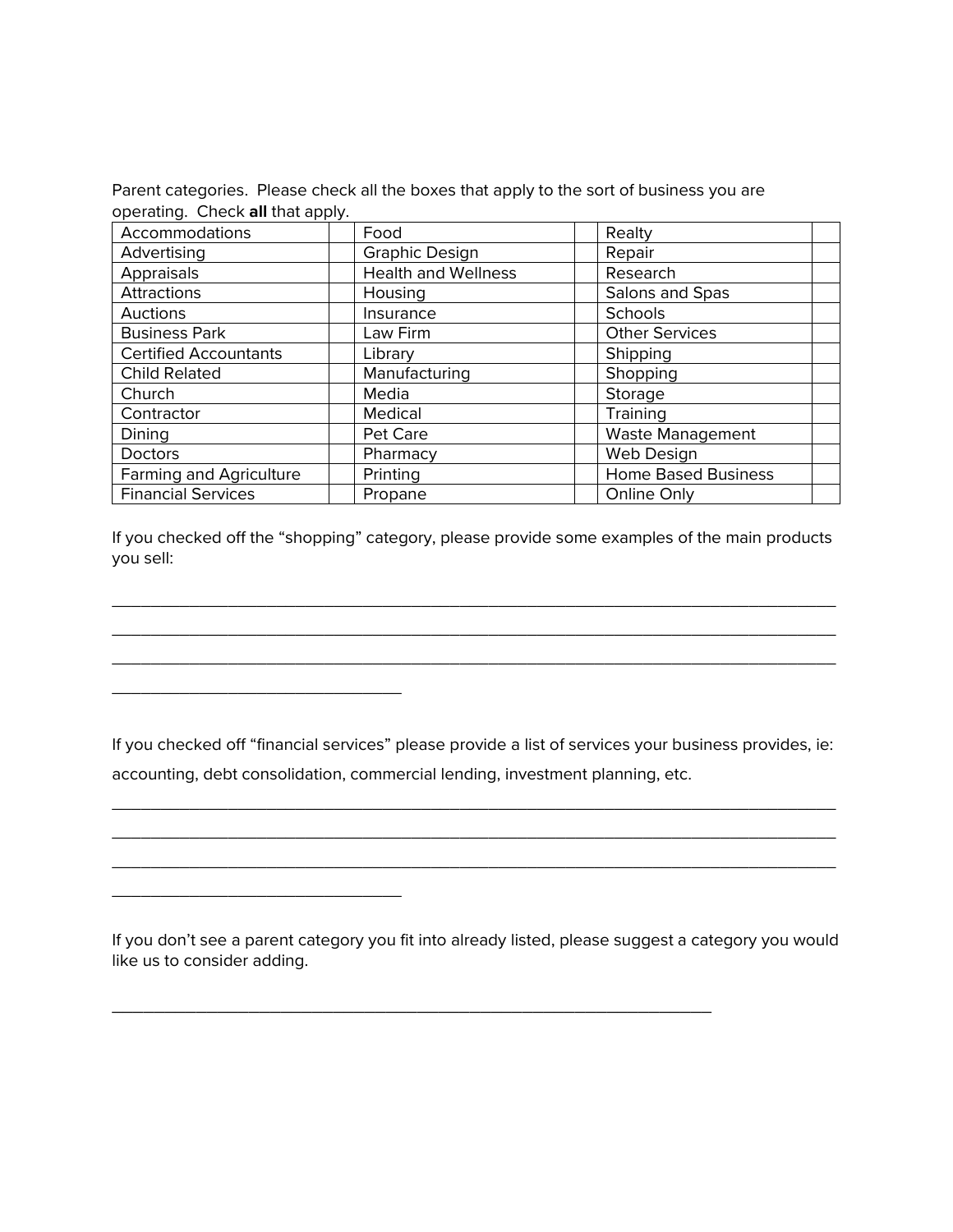Parent categories. Please check all the boxes that apply to the sort of business you are operating. Check **all** that apply.

| | | | | | |
|---|---|---|---|---|---|
| Accommodations | | Food | | Realty | |
| Advertising | | Graphic Design | | Repair | |
| Appraisals | | Health and Wellness | | Research | |
| Attractions | | Housing | | Salons and Spas | |
| Auctions | | Insurance | | Schools | |
| Business Park | | Law Firm | | Other Services | |
| Certified Accountants | | Library | | Shipping | |
| Child Related | | Manufacturing | | Shopping | |
| Church | | Media | | Storage | |
| Contractor | | Medical | | Training | |
| Dining | | Pet Care | | Waste Management | |
| Doctors | | Pharmacy | | Web Design | |
| Farming and Agriculture | | Printing | | Home Based Business | |
| Financial Services | | Propane | | Online Only | |

If you checked off the "shopping" category, please provide some examples of the main products you sell:

______________________________________________________________________________

______________________________________________________________________________

______________________________________________________________________________

________________________________

If you checked off "financial services" please provide a list of services your business provides, ie: accounting, debt consolidation, commercial lending, investment planning, etc.

______________________________________________________________________________

______________________________________________________________________________

______________________________________________________________________________

________________________________

If you don't see a parent category you fit into already listed, please suggest a category you would like us to consider adding.

__________________________________________________________________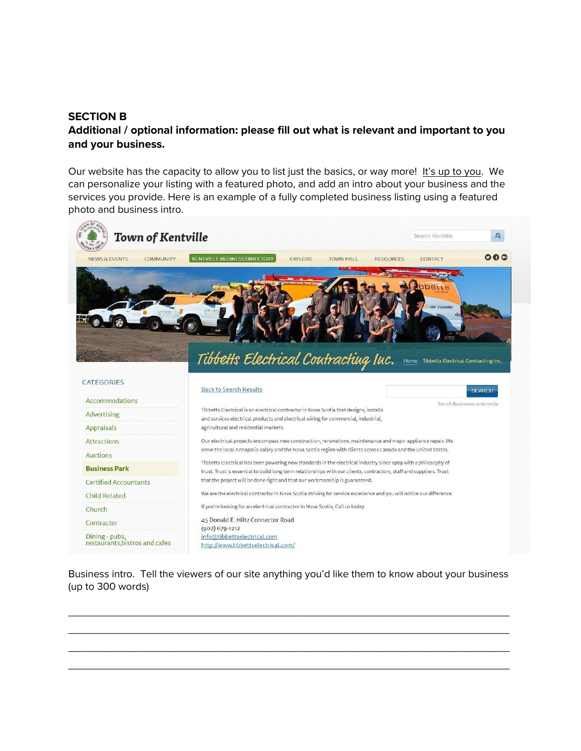**SECTION B**

**Additional / optional information: please fill out what is relevant and important to you and your business.**

Our website has the capacity to allow you to list just the basics, or way more! <u>It's up to you</u>. We can personalize your listing with a featured photo, and add an intro about your business and the services you provide. Here is an example of a fully completed business listing using a featured photo and business intro.

Business intro. Tell the viewers of our site anything you'd like them to know about your business (up to 300 words)

______________________________________________________________________________

______________________________________________________________________________

______________________________________________________________________________

______________________________________________________________________________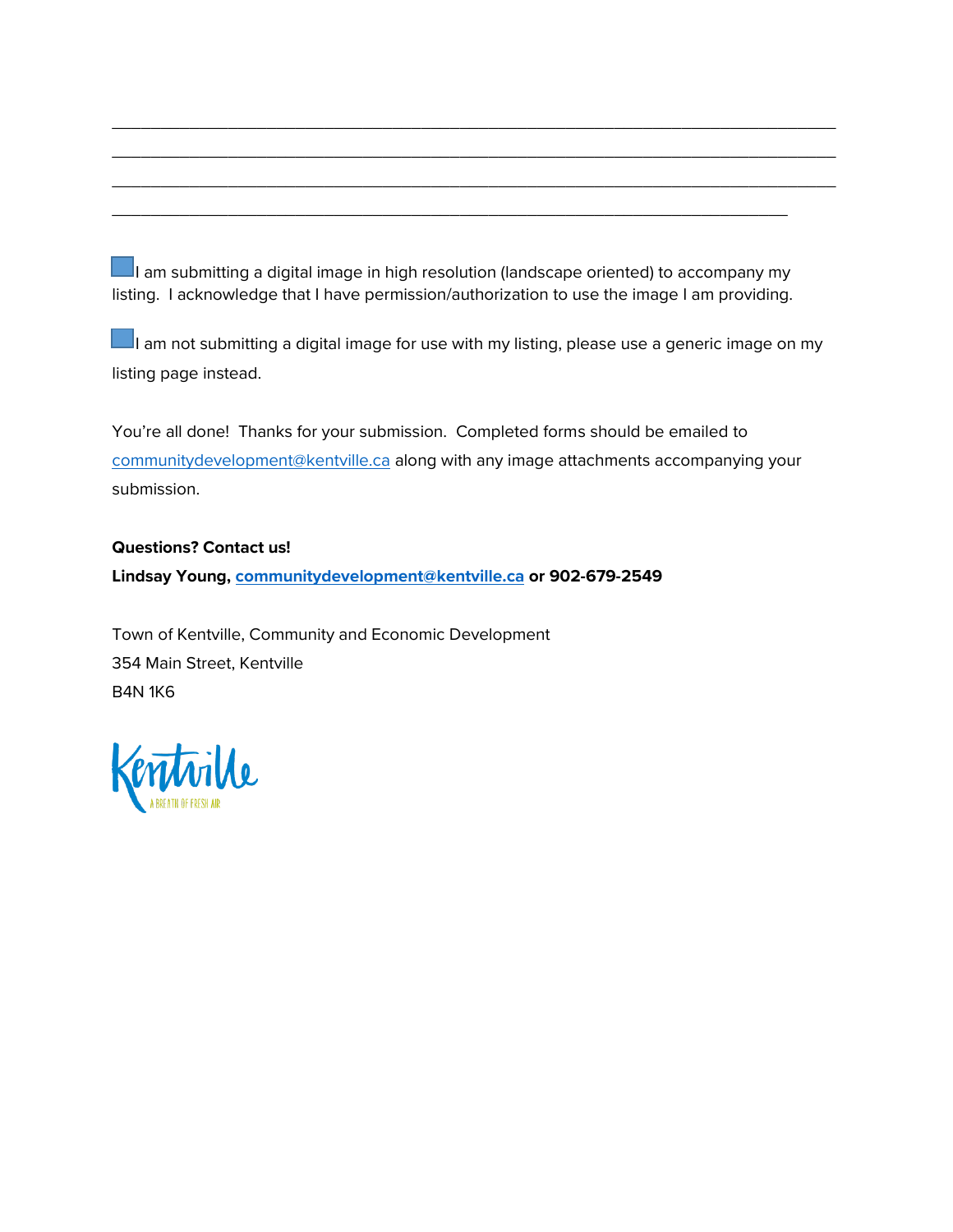\_\_\_\_\_\_\_\_\_\_\_\_\_\_\_\_\_\_\_\_\_\_\_\_\_\_\_\_\_\_\_\_\_\_\_\_\_\_\_\_\_\_\_\_\_\_\_\_\_\_\_\_\_\_\_\_\_\_\_\_\_\_\_\_\_\_\_\_\_\_\_\_\_\_\_\_\_\_

\_\_\_\_\_\_\_\_\_\_\_\_\_\_\_\_\_\_\_\_\_\_\_\_\_\_\_\_\_\_\_\_\_\_\_\_\_\_\_\_\_\_\_\_\_\_\_\_\_\_\_\_\_\_\_\_\_\_\_\_\_\_\_\_\_\_\_\_\_\_\_\_\_\_\_\_\_\_

\_\_\_\_\_\_\_\_\_\_\_\_\_\_\_\_\_\_\_\_\_\_\_\_\_\_\_\_\_\_\_\_\_\_\_\_\_\_\_\_\_\_\_\_\_\_\_\_\_\_\_\_\_\_\_\_\_\_\_\_\_\_\_\_\_\_\_\_\_\_\_\_\_\_\_\_\_\_

\_\_\_\_\_\_\_\_\_\_\_\_\_\_\_\_\_\_\_\_\_\_\_\_\_\_\_\_\_\_\_\_\_\_\_\_\_\_\_\_\_\_\_\_\_\_\_\_\_\_\_\_\_\_\_\_\_\_\_\_\_\_\_\_\_\_\_\_\_\_\_

☐ I am submitting a digital image in high resolution (landscape oriented) to accompany my listing.  I acknowledge that I have permission/authorization to use the image I am providing.

☐ I am not submitting a digital image for use with my listing, please use a generic image on my listing page instead.

You're all done!  Thanks for your submission.  Completed forms should be emailed to communitydevelopment@kentville.ca along with any image attachments accompanying your submission.

**Questions? Contact us!**
**Lindsay Young, communitydevelopment@kentville.ca or 902-679-2549**

Town of Kentville, Community and Economic Development
354 Main Street, Kentville
B4N 1K6

Kentville
A BREATH OF FRESH AIR